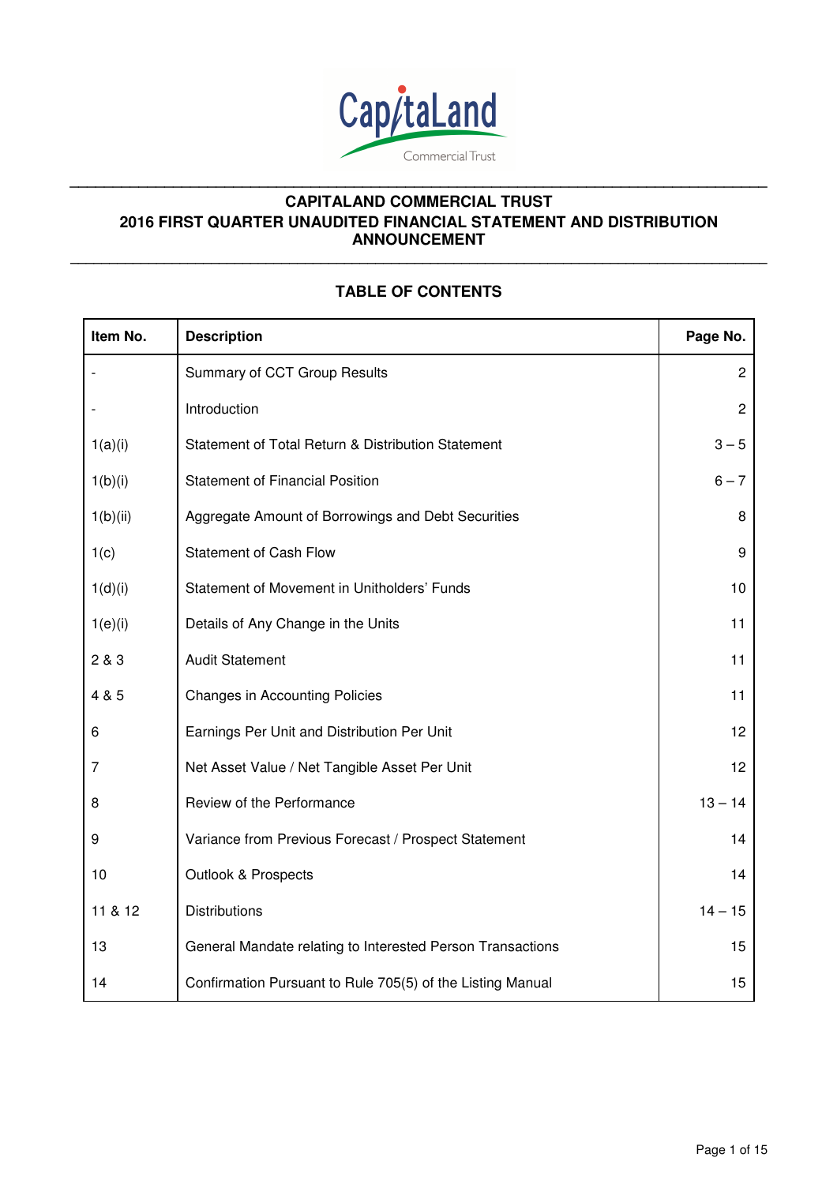# CAPITALAND COMMERCIAL TRUST
## 2016 FIRST QUARTER UNAUDITED FINANCIAL STATEMENT AND DISTRIBUTION ANNOUNCEMENT

### TABLE OF CONTENTS

| Item No. | Description | Page No. |
|---|---|---|
| - | Summary of CCT Group Results | 2 |
| - | Introduction | 2 |
| 1(a)(i) | Statement of Total Return & Distribution Statement | 3 – 5 |
| 1(b)(i) | Statement of Financial Position | 6 – 7 |
| 1(b)(ii) | Aggregate Amount of Borrowings and Debt Securities | 8 |
| 1(c) | Statement of Cash Flow | 9 |
| 1(d)(i) | Statement of Movement in Unitholders' Funds | 10 |
| 1(e)(i) | Details of Any Change in the Units | 11 |
| 2 & 3 | Audit Statement | 11 |
| 4 & 5 | Changes in Accounting Policies | 11 |
| 6 | Earnings Per Unit and Distribution Per Unit | 12 |
| 7 | Net Asset Value / Net Tangible Asset Per Unit | 12 |
| 8 | Review of the Performance | 13 – 14 |
| 9 | Variance from Previous Forecast / Prospect Statement | 14 |
| 10 | Outlook & Prospects | 14 |
| 11 & 12 | Distributions | 14 – 15 |
| 13 | General Mandate relating to Interested Person Transactions | 15 |
| 14 | Confirmation Pursuant to Rule 705(5) of the Listing Manual | 15 |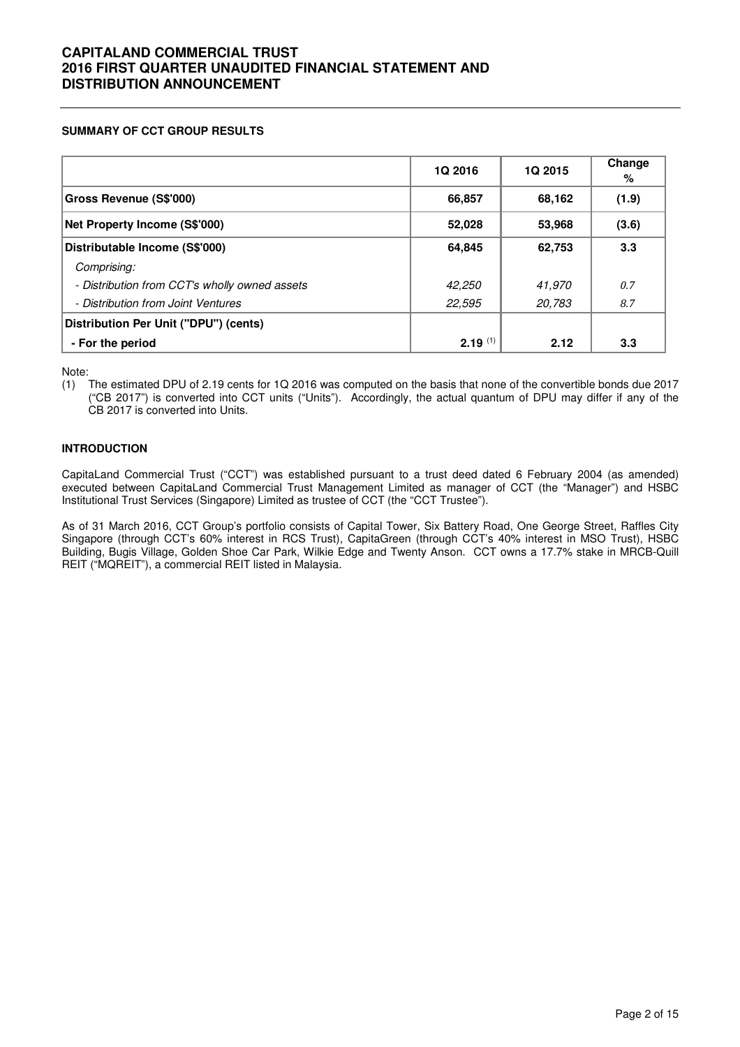**SUMMARY OF CCT GROUP RESULTS**

| | 1Q 2016 | 1Q 2015 | Change % |
|---|---|---|---|
| **Gross Revenue (S$'000)** | **66,857** | **68,162** | **(1.9)** |
| **Net Property Income (S$'000)** | **52,028** | **53,968** | **(3.6)** |
| **Distributable Income (S$'000)** | **64,845** | **62,753** | **3.3** |
| *Comprising:* | | | |
| *- Distribution from CCT's wholly owned assets* | *42,250* | *41,970* | *0.7* |
| *- Distribution from Joint Ventures* | *22,595* | *20,783* | *8.7* |
| **Distribution Per Unit ("DPU") (cents)** | | | |
| **- For the period** | **2.19** [(1)] | **2.12** | **3.3** |

Note:

(1) The estimated DPU of 2.19 cents for 1Q 2016 was computed on the basis that none of the convertible bonds due 2017 ("CB 2017") is converted into CCT units ("Units"). Accordingly, the actual quantum of DPU may differ if any of the CB 2017 is converted into Units.

**INTRODUCTION**

CapitaLand Commercial Trust ("CCT") was established pursuant to a trust deed dated 6 February 2004 (as amended) executed between CapitaLand Commercial Trust Management Limited as manager of CCT (the "Manager") and HSBC Institutional Trust Services (Singapore) Limited as trustee of CCT (the "CCT Trustee").

As of 31 March 2016, CCT Group's portfolio consists of Capital Tower, Six Battery Road, One George Street, Raffles City Singapore (through CCT's 60% interest in RCS Trust), CapitaGreen (through CCT's 40% interest in MSO Trust), HSBC Building, Bugis Village, Golden Shoe Car Park, Wilkie Edge and Twenty Anson. CCT owns a 17.7% stake in MRCB-Quill REIT ("MQREIT"), a commercial REIT listed in Malaysia.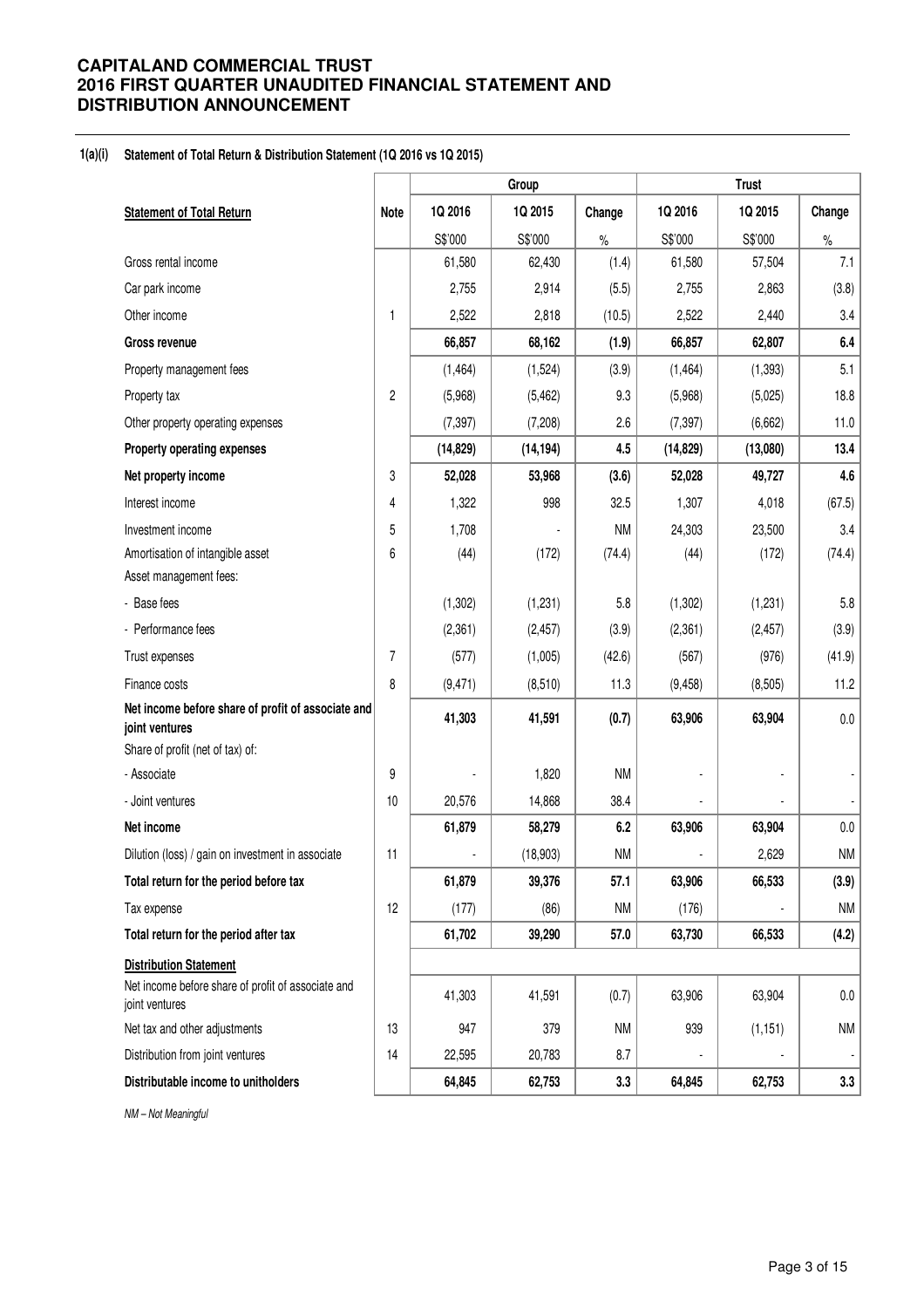# CAPITALAND COMMERCIAL TRUST
# 2016 FIRST QUARTER UNAUDITED FINANCIAL STATEMENT AND DISTRIBUTION ANNOUNCEMENT

**1(a)(i) Statement of Total Return & Distribution Statement (1Q 2016 vs 1Q 2015)**

| | | Group | | | Trust | | |
|---|---|---|---|---|---|---|---|
| **Statement of Total Return** | **Note** | **1Q 2016** | **1Q 2015** | **Change** | **1Q 2016** | **1Q 2015** | **Change** |
| | | S$'000 | S$'000 | % | S$'000 | S$'000 | % |
| Gross rental income | | 61,580 | 62,430 | (1.4) | 61,580 | 57,504 | 7.1 |
| Car park income | | 2,755 | 2,914 | (5.5) | 2,755 | 2,863 | (3.8) |
| Other income | 1 | 2,522 | 2,818 | (10.5) | 2,522 | 2,440 | 3.4 |
| **Gross revenue** | | **66,857** | **68,162** | **(1.9)** | **66,857** | **62,807** | **6.4** |
| Property management fees | | (1,464) | (1,524) | (3.9) | (1,464) | (1,393) | 5.1 |
| Property tax | 2 | (5,968) | (5,462) | 9.3 | (5,968) | (5,025) | 18.8 |
| Other property operating expenses | | (7,397) | (7,208) | 2.6 | (7,397) | (6,662) | 11.0 |
| **Property operating expenses** | | **(14,829)** | **(14,194)** | **4.5** | **(14,829)** | **(13,080)** | **13.4** |
| **Net property income** | 3 | **52,028** | **53,968** | **(3.6)** | **52,028** | **49,727** | **4.6** |
| Interest income | 4 | 1,322 | 998 | 32.5 | 1,307 | 4,018 | (67.5) |
| Investment income | 5 | 1,708 | - | NM | 24,303 | 23,500 | 3.4 |
| Amortisation of intangible asset | 6 | (44) | (172) | (74.4) | (44) | (172) | (74.4) |
| Asset management fees: | | | | | | | |
| - Base fees | | (1,302) | (1,231) | 5.8 | (1,302) | (1,231) | 5.8 |
| - Performance fees | | (2,361) | (2,457) | (3.9) | (2,361) | (2,457) | (3.9) |
| Trust expenses | 7 | (577) | (1,005) | (42.6) | (567) | (976) | (41.9) |
| Finance costs | 8 | (9,471) | (8,510) | 11.3 | (9,458) | (8,505) | 11.2 |
| **Net income before share of profit of associate and joint ventures** | | **41,303** | **41,591** | **(0.7)** | **63,906** | **63,904** | 0.0 |
| Share of profit (net of tax) of: | | | | | | | |
| - Associate | 9 | - | 1,820 | NM | - | - | - |
| - Joint ventures | 10 | 20,576 | 14,868 | 38.4 | - | - | - |
| **Net income** | | **61,879** | **58,279** | **6.2** | **63,906** | **63,904** | 0.0 |
| Dilution (loss) / gain on investment in associate | 11 | - | (18,903) | NM | - | 2,629 | NM |
| **Total return for the period before tax** | | **61,879** | **39,376** | **57.1** | **63,906** | **66,533** | **(3.9)** |
| Tax expense | 12 | (177) | (86) | NM | (176) | - | NM |
| **Total return for the period after tax** | | **61,702** | **39,290** | **57.0** | **63,730** | **66,533** | **(4.2)** |
| **Distribution Statement** | | | | | | | |
| Net income before share of profit of associate and joint ventures | | 41,303 | 41,591 | (0.7) | 63,906 | 63,904 | 0.0 |
| Net tax and other adjustments | 13 | 947 | 379 | NM | 939 | (1,151) | NM |
| Distribution from joint ventures | 14 | 22,595 | 20,783 | 8.7 | - | - | - |
| **Distributable income to unitholders** | | **64,845** | **62,753** | **3.3** | **64,845** | **62,753** | **3.3** |

*NM – Not Meaningful*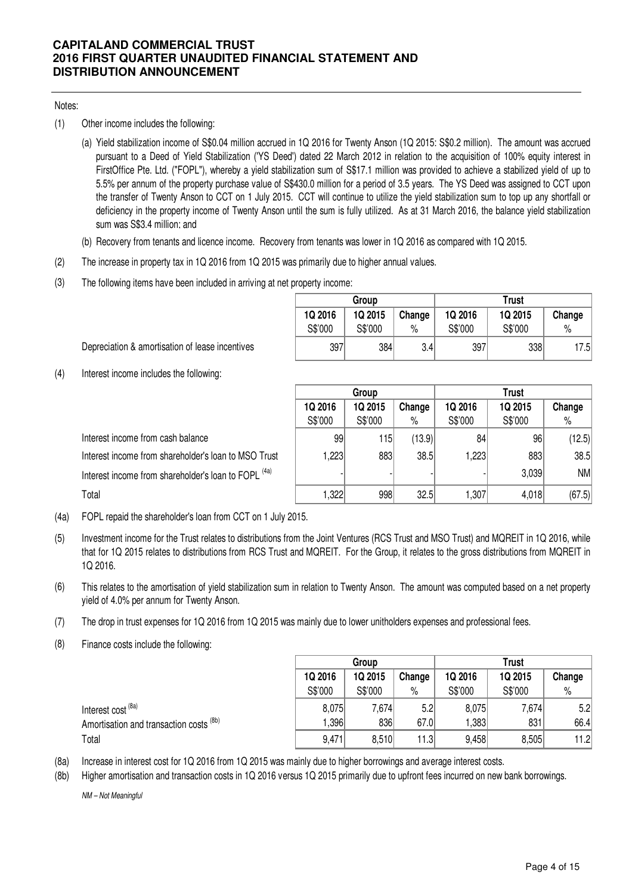Notes:

(1) Other income includes the following:

(a) Yield stabilization income of S$0.04 million accrued in 1Q 2016 for Twenty Anson (1Q 2015: S$0.2 million). The amount was accrued pursuant to a Deed of Yield Stabilization ('YS Deed') dated 22 March 2012 in relation to the acquisition of 100% equity interest in FirstOffice Pte. Ltd. ("FOPL"), whereby a yield stabilization sum of S$17.1 million was provided to achieve a stabilized yield of up to 5.5% per annum of the property purchase value of S$430.0 million for a period of 3.5 years. The YS Deed was assigned to CCT upon the transfer of Twenty Anson to CCT on 1 July 2015. CCT will continue to utilize the yield stabilization sum to top up any shortfall or deficiency in the property income of Twenty Anson until the sum is fully utilized. As at 31 March 2016, the balance yield stabilization sum was S$3.4 million; and

(b) Recovery from tenants and licence income. Recovery from tenants was lower in 1Q 2016 as compared with 1Q 2015.

(2) The increase in property tax in 1Q 2016 from 1Q 2015 was primarily due to higher annual values.

(3) The following items have been included in arriving at net property income:

| | Group | | | Trust | | |
|---|---|---|---|---|---|---|
| | 1Q 2016 S$'000 | 1Q 2015 S$'000 | Change % | 1Q 2016 S$'000 | 1Q 2015 S$'000 | Change % |
| Depreciation & amortisation of lease incentives | 397 | 384 | 3.4 | 397 | 338 | 17.5 |

(4) Interest income includes the following:

| | Group | | | Trust | | |
|---|---|---|---|---|---|---|
| | 1Q 2016 S$'000 | 1Q 2015 S$'000 | Change % | 1Q 2016 S$'000 | 1Q 2015 S$'000 | Change % |
| Interest income from cash balance | 99 | 115 | (13.9) | 84 | 96 | (12.5) |
| Interest income from shareholder's loan to MSO Trust | 1,223 | 883 | 38.5 | 1,223 | 883 | 38.5 |
| Interest income from shareholder's loan to FOPL [(4a)] | - | - | - | - | 3,039 | NM |
| Total | 1,322 | 998 | 32.5 | 1,307 | 4,018 | (67.5) |

(4a) FOPL repaid the shareholder's loan from CCT on 1 July 2015.

(5) Investment income for the Trust relates to distributions from the Joint Ventures (RCS Trust and MSO Trust) and MQREIT in 1Q 2016, while that for 1Q 2015 relates to distributions from RCS Trust and MQREIT. For the Group, it relates to the gross distributions from MQREIT in 1Q 2016.

(6) This relates to the amortisation of yield stabilization sum in relation to Twenty Anson. The amount was computed based on a net property yield of 4.0% per annum for Twenty Anson.

(7) The drop in trust expenses for 1Q 2016 from 1Q 2015 was mainly due to lower unitholders expenses and professional fees.

(8) Finance costs include the following:

| | Group | | | Trust | | |
|---|---|---|---|---|---|---|
| | 1Q 2016 S$'000 | 1Q 2015 S$'000 | Change % | 1Q 2016 S$'000 | 1Q 2015 S$'000 | Change % |
| Interest cost [(8a)] | 8,075 | 7,674 | 5.2 | 8,075 | 7,674 | 5.2 |
| Amortisation and transaction costs [(8b)] | 1,396 | 836 | 67.0 | 1,383 | 831 | 66.4 |
| Total | 9,471 | 8,510 | 11.3 | 9,458 | 8,505 | 11.2 |

(8a) Increase in interest cost for 1Q 2016 from 1Q 2015 was mainly due to higher borrowings and average interest costs.

(8b) Higher amortisation and transaction costs in 1Q 2016 versus 1Q 2015 primarily due to upfront fees incurred on new bank borrowings.

*NM – Not Meaningful*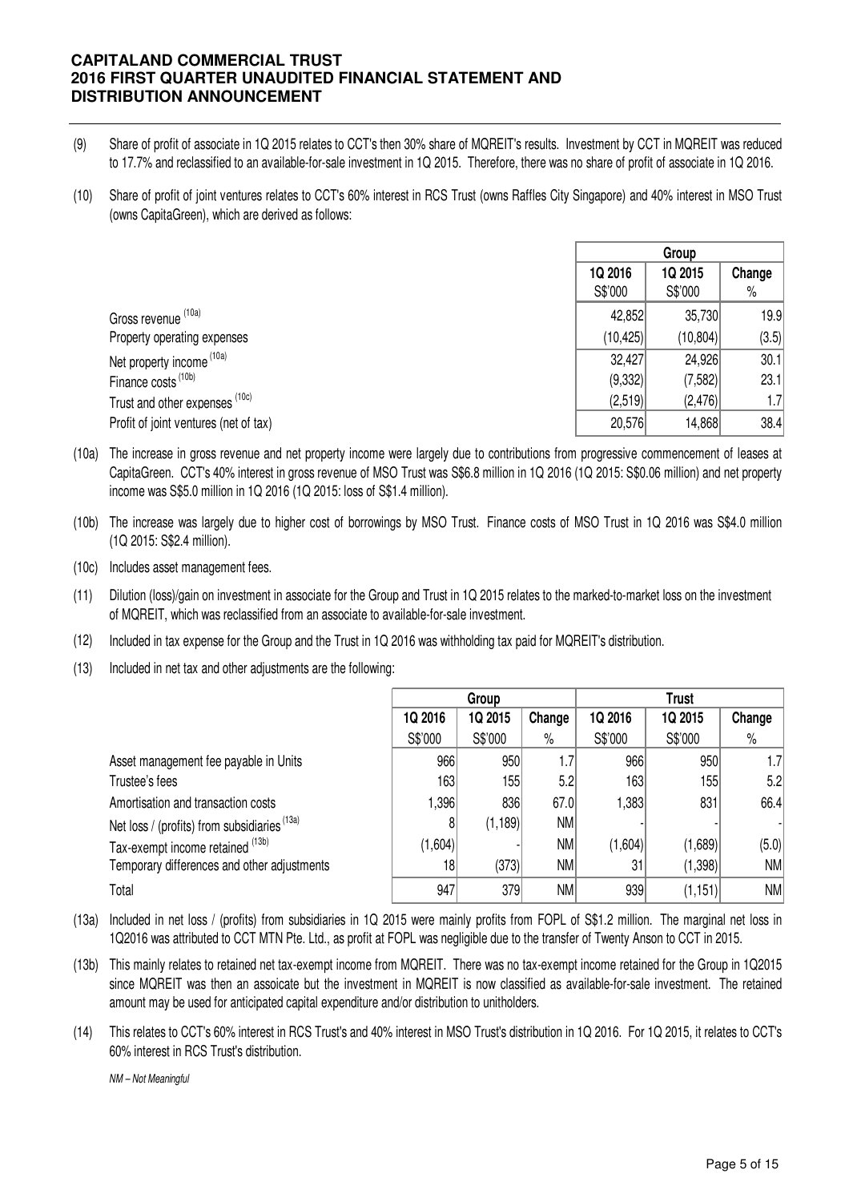**CAPITALAND COMMERCIAL TRUST**
**2016 FIRST QUARTER UNAUDITED FINANCIAL STATEMENT AND DISTRIBUTION ANNOUNCEMENT**

(9) Share of profit of associate in 1Q 2015 relates to CCT's then 30% share of MQREIT's results. Investment by CCT in MQREIT was reduced to 17.7% and reclassified to an available-for-sale investment in 1Q 2015. Therefore, there was no share of profit of associate in 1Q 2016.

(10) Share of profit of joint ventures relates to CCT's 60% interest in RCS Trust (owns Raffles City Singapore) and 40% interest in MSO Trust (owns CapitaGreen), which are derived as follows:

| | Group | | |
|---|---|---|---|
| | 1Q 2016 | 1Q 2015 | Change |
| | S$'000 | S$'000 | % |
| Gross revenue (10a) | 42,852 | 35,730 | 19.9 |
| Property operating expenses | (10,425) | (10,804) | (3.5) |
| Net property income (10a) | 32,427 | 24,926 | 30.1 |
| Finance costs (10b) | (9,332) | (7,582) | 23.1 |
| Trust and other expenses (10c) | (2,519) | (2,476) | 1.7 |
| Profit of joint ventures (net of tax) | 20,576 | 14,868 | 38.4 |

(10a) The increase in gross revenue and net property income were largely due to contributions from progressive commencement of leases at CapitaGreen. CCT's 40% interest in gross revenue of MSO Trust was S$6.8 million in 1Q 2016 (1Q 2015: S$0.06 million) and net property income was S$5.0 million in 1Q 2016 (1Q 2015: loss of S$1.4 million).

(10b) The increase was largely due to higher cost of borrowings by MSO Trust. Finance costs of MSO Trust in 1Q 2016 was S$4.0 million (1Q 2015: S$2.4 million).

(10c) Includes asset management fees.

(11) Dilution (loss)/gain on investment in associate for the Group and Trust in 1Q 2015 relates to the marked-to-market loss on the investment of MQREIT, which was reclassified from an associate to available-for-sale investment.

(12) Included in tax expense for the Group and the Trust in 1Q 2016 was withholding tax paid for MQREIT's distribution.

(13) Included in net tax and other adjustments are the following:

| | Group | | | Trust | | |
|---|---|---|---|---|---|---|
| | 1Q 2016 | 1Q 2015 | Change | 1Q 2016 | 1Q 2015 | Change |
| | S$'000 | S$'000 | % | S$'000 | S$'000 | % |
| Asset management fee payable in Units | 966 | 950 | 1.7 | 966 | 950 | 1.7 |
| Trustee's fees | 163 | 155 | 5.2 | 163 | 155 | 5.2 |
| Amortisation and transaction costs | 1,396 | 836 | 67.0 | 1,383 | 831 | 66.4 |
| Net loss / (profits) from subsidiaries (13a) | 8 | (1,189) | NM | - | - | - |
| Tax-exempt income retained (13b) | (1,604) | - | NM | (1,604) | (1,689) | (5.0) |
| Temporary differences and other adjustments | 18 | (373) | NM | 31 | (1,398) | NM |
| Total | 947 | 379 | NM | 939 | (1,151) | NM |

(13a) Included in net loss / (profits) from subsidiaries in 1Q 2015 were mainly profits from FOPL of S$1.2 million. The marginal net loss in 1Q2016 was attributed to CCT MTN Pte. Ltd., as profit at FOPL was negligible due to the transfer of Twenty Anson to CCT in 2015.

(13b) This mainly relates to retained net tax-exempt income from MQREIT. There was no tax-exempt income retained for the Group in 1Q2015 since MQREIT was then an assoicate but the investment in MQREIT is now classified as available-for-sale investment. The retained amount may be used for anticipated capital expenditure and/or distribution to unitholders.

(14) This relates to CCT's 60% interest in RCS Trust's and 40% interest in MSO Trust's distribution in 1Q 2016. For 1Q 2015, it relates to CCT's 60% interest in RCS Trust's distribution.

*NM – Not Meaningful*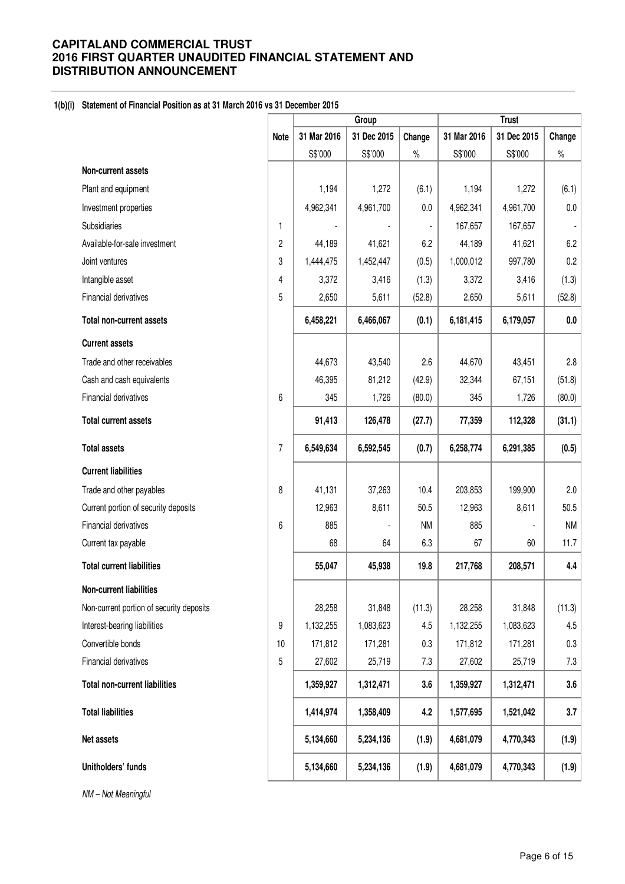**1(b)(i) Statement of Financial Position as at 31 March 2016 vs 31 December 2015**

| | Note | Group | | | Trust | | |
|---|---|---|---|---|---|---|---|
| | | 31 Mar 2016 | 31 Dec 2015 | Change | 31 Mar 2016 | 31 Dec 2015 | Change |
| | | S$'000 | S$'000 | % | S$'000 | S$'000 | % |
| **Non-current assets** | | | | | | | |
| Plant and equipment | | 1,194 | 1,272 | (6.1) | 1,194 | 1,272 | (6.1) |
| Investment properties | | 4,962,341 | 4,961,700 | 0.0 | 4,962,341 | 4,961,700 | 0.0 |
| Subsidiaries | 1 | - | - | - | 167,657 | 167,657 | - |
| Available-for-sale investment | 2 | 44,189 | 41,621 | 6.2 | 44,189 | 41,621 | 6.2 |
| Joint ventures | 3 | 1,444,475 | 1,452,447 | (0.5) | 1,000,012 | 997,780 | 0.2 |
| Intangible asset | 4 | 3,372 | 3,416 | (1.3) | 3,372 | 3,416 | (1.3) |
| Financial derivatives | 5 | 2,650 | 5,611 | (52.8) | 2,650 | 5,611 | (52.8) |
| **Total non-current assets** | | **6,458,221** | **6,466,067** | **(0.1)** | **6,181,415** | **6,179,057** | **0.0** |
| **Current assets** | | | | | | | |
| Trade and other receivables | | 44,673 | 43,540 | 2.6 | 44,670 | 43,451 | 2.8 |
| Cash and cash equivalents | | 46,395 | 81,212 | (42.9) | 32,344 | 67,151 | (51.8) |
| Financial derivatives | 6 | 345 | 1,726 | (80.0) | 345 | 1,726 | (80.0) |
| **Total current assets** | | **91,413** | **126,478** | **(27.7)** | **77,359** | **112,328** | **(31.1)** |
| **Total assets** | 7 | **6,549,634** | **6,592,545** | **(0.7)** | **6,258,774** | **6,291,385** | **(0.5)** |
| **Current liabilities** | | | | | | | |
| Trade and other payables | 8 | 41,131 | 37,263 | 10.4 | 203,853 | 199,900 | 2.0 |
| Current portion of security deposits | | 12,963 | 8,611 | 50.5 | 12,963 | 8,611 | 50.5 |
| Financial derivatives | 6 | 885 | - | NM | 885 | - | NM |
| Current tax payable | | 68 | 64 | 6.3 | 67 | 60 | 11.7 |
| **Total current liabilities** | | **55,047** | **45,938** | **19.8** | **217,768** | **208,571** | **4.4** |
| **Non-current liabilities** | | | | | | | |
| Non-current portion of security deposits | | 28,258 | 31,848 | (11.3) | 28,258 | 31,848 | (11.3) |
| Interest-bearing liabilities | 9 | 1,132,255 | 1,083,623 | 4.5 | 1,132,255 | 1,083,623 | 4.5 |
| Convertible bonds | 10 | 171,812 | 171,281 | 0.3 | 171,812 | 171,281 | 0.3 |
| Financial derivatives | 5 | 27,602 | 25,719 | 7.3 | 27,602 | 25,719 | 7.3 |
| **Total non-current liabilities** | | **1,359,927** | **1,312,471** | **3.6** | **1,359,927** | **1,312,471** | **3.6** |
| **Total liabilities** | | **1,414,974** | **1,358,409** | **4.2** | **1,577,695** | **1,521,042** | **3.7** |
| **Net assets** | | **5,134,660** | **5,234,136** | **(1.9)** | **4,681,079** | **4,770,343** | **(1.9)** |
| **Unitholders' funds** | | **5,134,660** | **5,234,136** | **(1.9)** | **4,681,079** | **4,770,343** | **(1.9)** |

*NM – Not Meaningful*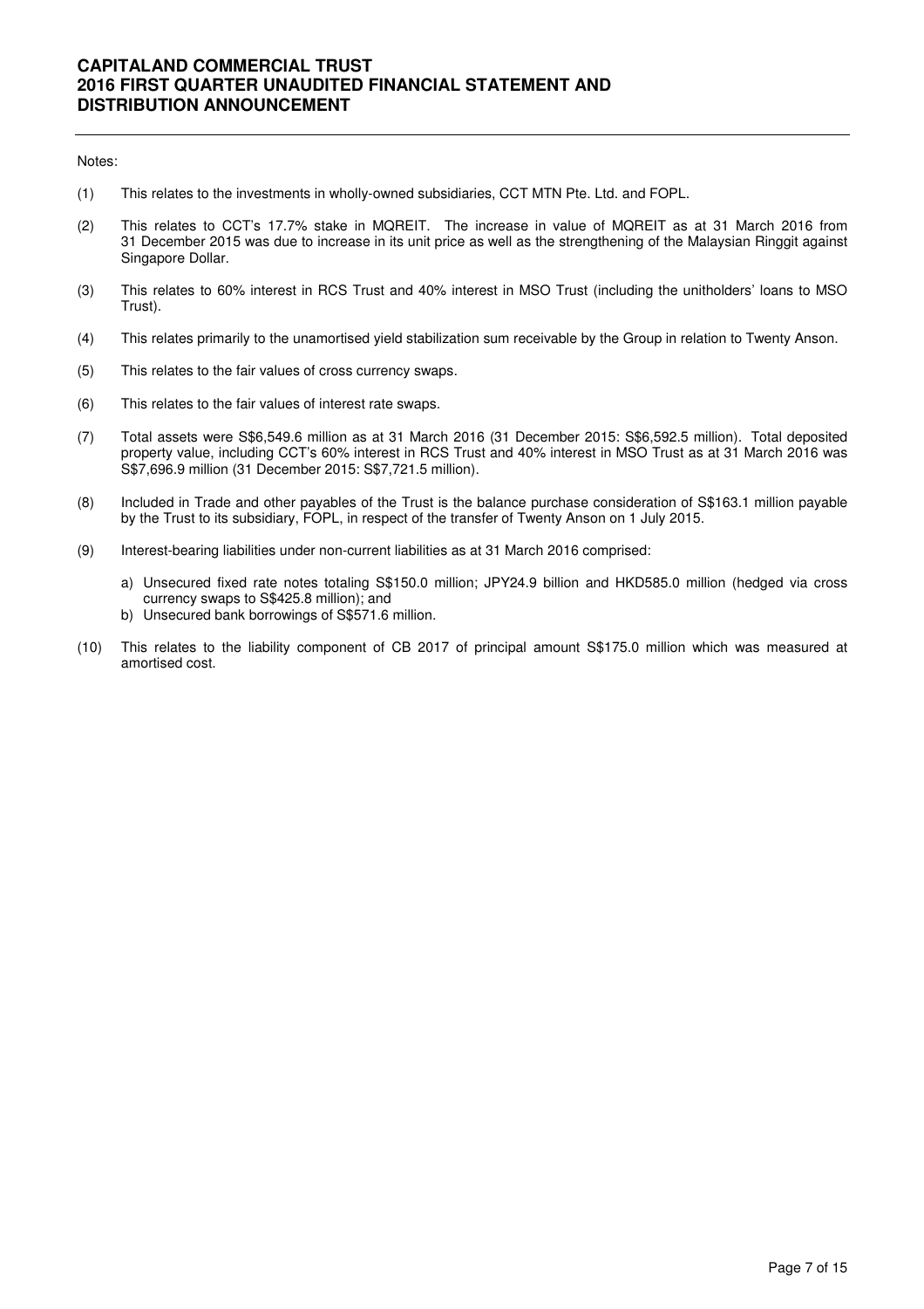Notes:

(1) This relates to the investments in wholly-owned subsidiaries, CCT MTN Pte. Ltd. and FOPL.

(2) This relates to CCT's 17.7% stake in MQREIT. The increase in value of MQREIT as at 31 March 2016 from 31 December 2015 was due to increase in its unit price as well as the strengthening of the Malaysian Ringgit against Singapore Dollar.

(3) This relates to 60% interest in RCS Trust and 40% interest in MSO Trust (including the unitholders' loans to MSO Trust).

(4) This relates primarily to the unamortised yield stabilization sum receivable by the Group in relation to Twenty Anson.

(5) This relates to the fair values of cross currency swaps.

(6) This relates to the fair values of interest rate swaps.

(7) Total assets were S$6,549.6 million as at 31 March 2016 (31 December 2015: S$6,592.5 million). Total deposited property value, including CCT's 60% interest in RCS Trust and 40% interest in MSO Trust as at 31 March 2016 was S$7,696.9 million (31 December 2015: S$7,721.5 million).

(8) Included in Trade and other payables of the Trust is the balance purchase consideration of S$163.1 million payable by the Trust to its subsidiary, FOPL, in respect of the transfer of Twenty Anson on 1 July 2015.

(9) Interest-bearing liabilities under non-current liabilities as at 31 March 2016 comprised:

   a) Unsecured fixed rate notes totaling S$150.0 million; JPY24.9 billion and HKD585.0 million (hedged via cross currency swaps to S$425.8 million); and
   b) Unsecured bank borrowings of S$571.6 million.

(10) This relates to the liability component of CB 2017 of principal amount S$175.0 million which was measured at amortised cost.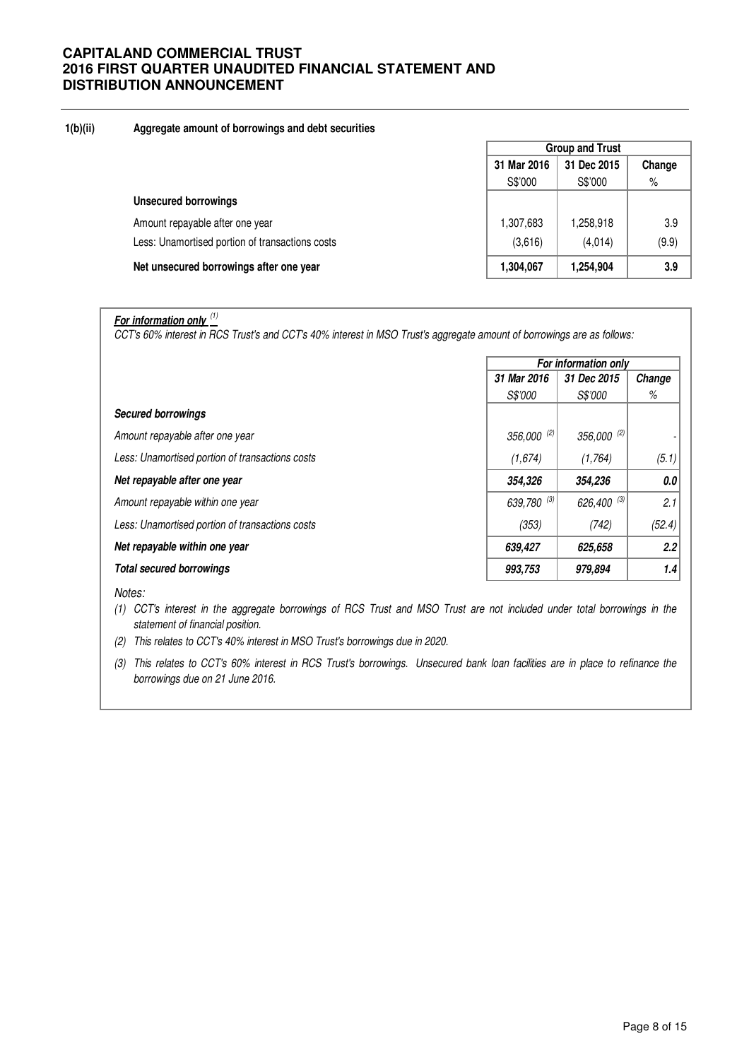### 1(b)(ii) Aggregate amount of borrowings and debt securities

| | Group and Trust | | |
|---|---|---|---|
| | 31 Mar 2016 | 31 Dec 2015 | Change |
| | S$'000 | S$'000 | % |
| **Unsecured borrowings** | | | |
| Amount repayable after one year | 1,307,683 | 1,258,918 | 3.9 |
| Less: Unamortised portion of transactions costs | (3,616) | (4,014) | (9.9) |
| **Net unsecured borrowings after one year** | **1,304,067** | **1,254,904** | **3.9** |

***For information only*** [1]

*CCT's 60% interest in RCS Trust's and CCT's 40% interest in MSO Trust's aggregate amount of borrowings are as follows:*

| | *For information only* | | |
|---|---|---|---|
| | *31 Mar 2016* | *31 Dec 2015* | *Change* |
| | *S$'000* | *S$'000* | *%* |
| ***Secured borrowings*** | | | |
| *Amount repayable after one year* | *356,000* [2] | *356,000* [2] | - |
| *Less: Unamortised portion of transactions costs* | *(1,674)* | *(1,764)* | *(5.1)* |
| ***Net repayable after one year*** | ***354,326*** | ***354,236*** | ***0.0*** |
| *Amount repayable within one year* | *639,780* [3] | *626,400* [3] | *2.1* |
| *Less: Unamortised portion of transactions costs* | *(353)* | *(742)* | *(52.4)* |
| ***Net repayable within one year*** | ***639,427*** | ***625,658*** | ***2.2*** |
| ***Total secured borrowings*** | ***993,753*** | ***979,894*** | ***1.4*** |

*Notes:*

*(1) CCT's interest in the aggregate borrowings of RCS Trust and MSO Trust are not included under total borrowings in the statement of financial position.*

*(2) This relates to CCT's 40% interest in MSO Trust's borrowings due in 2020.*

*(3) This relates to CCT's 60% interest in RCS Trust's borrowings. Unsecured bank loan facilities are in place to refinance the borrowings due on 21 June 2016.*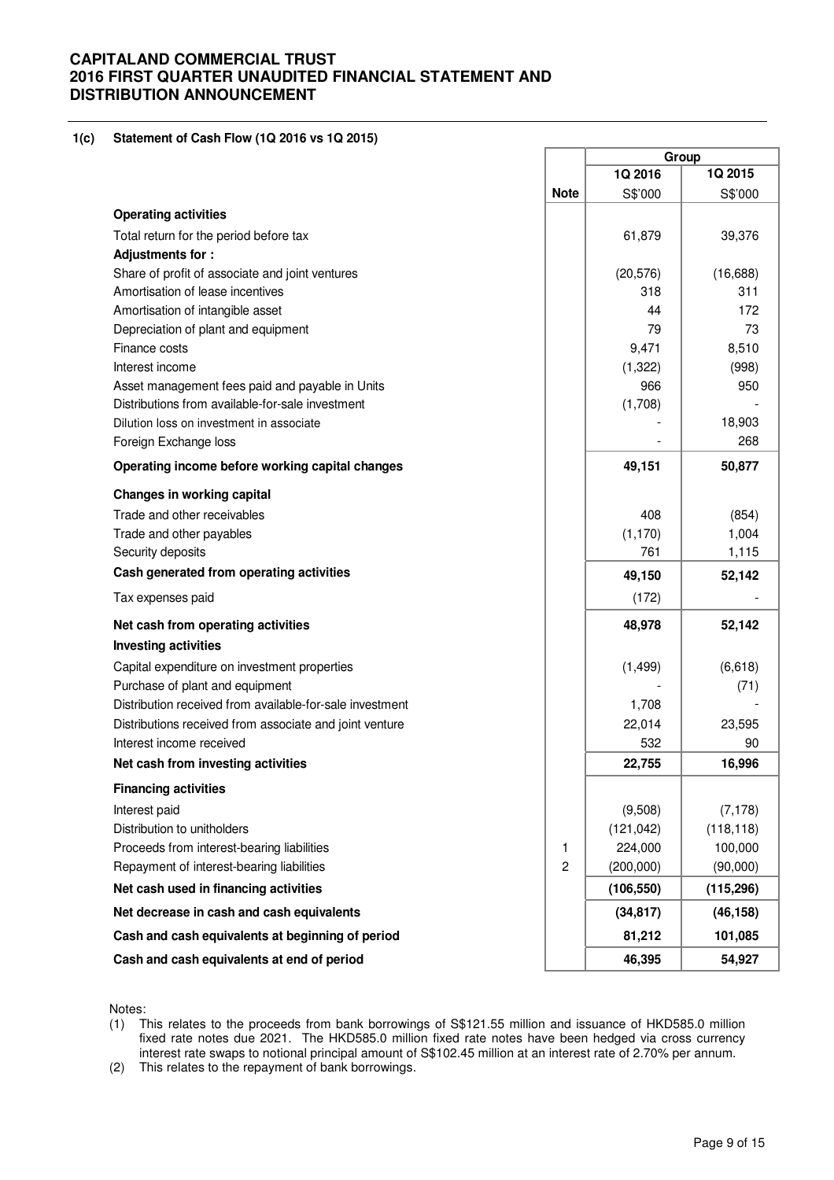# CAPITALAND COMMERCIAL TRUST
# 2016 FIRST QUARTER UNAUDITED FINANCIAL STATEMENT AND DISTRIBUTION ANNOUNCEMENT

## 1(c) Statement of Cash Flow (1Q 2016 vs 1Q 2015)

| | Note | Group | |
|---|---|---|---|
| | | 1Q 2016 | 1Q 2015 |
| | | S$'000 | S$'000 |
| **Operating activities** | | | |
| Total return for the period before tax | | 61,879 | 39,376 |
| **Adjustments for :** | | | |
| Share of profit of associate and joint ventures | | (20,576) | (16,688) |
| Amortisation of lease incentives | | 318 | 311 |
| Amortisation of intangible asset | | 44 | 172 |
| Depreciation of plant and equipment | | 79 | 73 |
| Finance costs | | 9,471 | 8,510 |
| Interest income | | (1,322) | (998) |
| Asset management fees paid and payable in Units | | 966 | 950 |
| Distributions from available-for-sale investment | | (1,708) | - |
| Dilution loss on investment in associate | | - | 18,903 |
| Foreign Exchange loss | | - | 268 |
| **Operating income before working capital changes** | | **49,151** | **50,877** |
| **Changes in working capital** | | | |
| Trade and other receivables | | 408 | (854) |
| Trade and other payables | | (1,170) | 1,004 |
| Security deposits | | 761 | 1,115 |
| **Cash generated from operating activities** | | **49,150** | **52,142** |
| Tax expenses paid | | (172) | - |
| **Net cash from operating activities** | | **48,978** | **52,142** |
| **Investing activities** | | | |
| Capital expenditure on investment properties | | (1,499) | (6,618) |
| Purchase of plant and equipment | | - | (71) |
| Distribution received from available-for-sale investment | | 1,708 | - |
| Distributions received from associate and joint venture | | 22,014 | 23,595 |
| Interest income received | | 532 | 90 |
| **Net cash from investing activities** | | **22,755** | **16,996** |
| **Financing activities** | | | |
| Interest paid | | (9,508) | (7,178) |
| Distribution to unitholders | | (121,042) | (118,118) |
| Proceeds from interest-bearing liabilities | 1 | 224,000 | 100,000 |
| Repayment of interest-bearing liabilities | 2 | (200,000) | (90,000) |
| **Net cash used in financing activities** | | **(106,550)** | **(115,296)** |
| **Net decrease in cash and cash equivalents** | | **(34,817)** | **(46,158)** |
| **Cash and cash equivalents at beginning of period** | | **81,212** | **101,085** |
| **Cash and cash equivalents at end of period** | | **46,395** | **54,927** |

Notes:

(1) This relates to the proceeds from bank borrowings of S$121.55 million and issuance of HKD585.0 million fixed rate notes due 2021. The HKD585.0 million fixed rate notes have been hedged via cross currency interest rate swaps to notional principal amount of S$102.45 million at an interest rate of 2.70% per annum.

(2) This relates to the repayment of bank borrowings.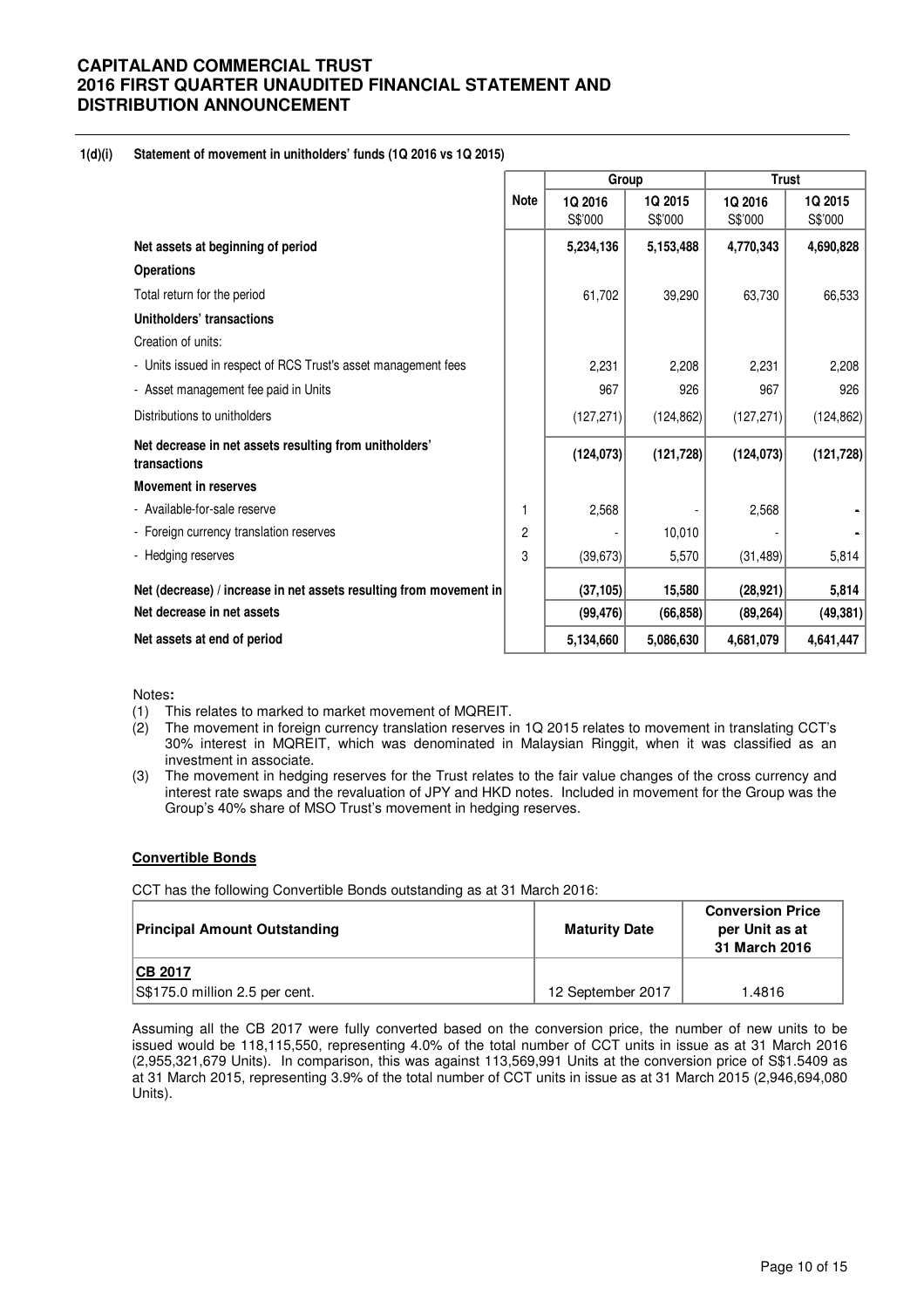**1(d)(i) Statement of movement in unitholders' funds (1Q 2016 vs 1Q 2015)**

| | Note | Group | | Trust | |
|---|---|---|---|---|---|
| | | 1Q 2016 S$'000 | 1Q 2015 S$'000 | 1Q 2016 S$'000 | 1Q 2015 S$'000 |
| **Net assets at beginning of period** | | **5,234,136** | **5,153,488** | **4,770,343** | **4,690,828** |
| **Operations** | | | | | |
| Total return for the period | | 61,702 | 39,290 | 63,730 | 66,533 |
| **Unitholders' transactions** | | | | | |
| Creation of units: | | | | | |
| - Units issued in respect of RCS Trust's asset management fees | | 2,231 | 2,208 | 2,231 | 2,208 |
| - Asset management fee paid in Units | | 967 | 926 | 967 | 926 |
| Distributions to unitholders | | (127,271) | (124,862) | (127,271) | (124,862) |
| **Net decrease in net assets resulting from unitholders' transactions** | | **(124,073)** | **(121,728)** | **(124,073)** | **(121,728)** |
| **Movement in reserves** | | | | | |
| - Available-for-sale reserve | 1 | 2,568 | - | 2,568 | - |
| - Foreign currency translation reserves | 2 | - | 10,010 | - | - |
| - Hedging reserves | 3 | (39,673) | 5,570 | (31,489) | 5,814 |
| **Net (decrease) / increase in net assets resulting from movement in** | | **(37,105)** | **15,580** | **(28,921)** | **5,814** |
| **Net decrease in net assets** | | **(99,476)** | **(66,858)** | **(89,264)** | **(49,381)** |
| **Net assets at end of period** | | **5,134,660** | **5,086,630** | **4,681,079** | **4,641,447** |

Notes**:**

(1) This relates to marked to market movement of MQREIT.

(2) The movement in foreign currency translation reserves in 1Q 2015 relates to movement in translating CCT's 30% interest in MQREIT, which was denominated in Malaysian Ringgit, when it was classified as an investment in associate.

(3) The movement in hedging reserves for the Trust relates to the fair value changes of the cross currency and interest rate swaps and the revaluation of JPY and HKD notes. Included in movement for the Group was the Group's 40% share of MSO Trust's movement in hedging reserves.

**Convertible Bonds**

CCT has the following Convertible Bonds outstanding as at 31 March 2016:

| Principal Amount Outstanding | Maturity Date | Conversion Price per Unit as at 31 March 2016 |
|---|---|---|
| **CB 2017**<br>S$175.0 million 2.5 per cent. | 12 September 2017 | 1.4816 |

Assuming all the CB 2017 were fully converted based on the conversion price, the number of new units to be issued would be 118,115,550, representing 4.0% of the total number of CCT units in issue as at 31 March 2016 (2,955,321,679 Units). In comparison, this was against 113,569,991 Units at the conversion price of S$1.5409 as at 31 March 2015, representing 3.9% of the total number of CCT units in issue as at 31 March 2015 (2,946,694,080 Units).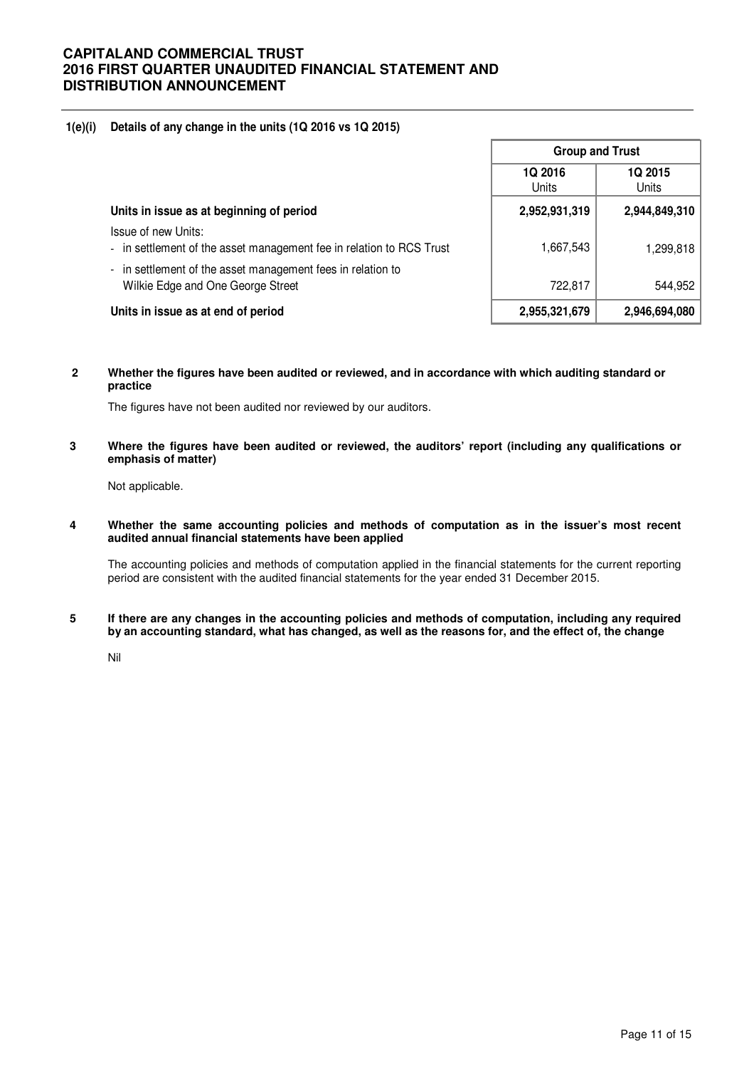**1(e)(i) Details of any change in the units (1Q 2016 vs 1Q 2015)**

| | Group and Trust | |
|---|---|---|
| | 1Q 2016 Units | 1Q 2015 Units |
| **Units in issue as at beginning of period** | **2,952,931,319** | **2,944,849,310** |
| Issue of new Units: | | |
| - in settlement of the asset management fee in relation to RCS Trust | 1,667,543 | 1,299,818 |
| - in settlement of the asset management fees in relation to Wilkie Edge and One George Street | 722,817 | 544,952 |
| **Units in issue as at end of period** | **2,955,321,679** | **2,946,694,080** |

**2 Whether the figures have been audited or reviewed, and in accordance with which auditing standard or practice**

The figures have not been audited nor reviewed by our auditors.

**3 Where the figures have been audited or reviewed, the auditors' report (including any qualifications or emphasis of matter)**

Not applicable.

**4 Whether the same accounting policies and methods of computation as in the issuer's most recent audited annual financial statements have been applied**

The accounting policies and methods of computation applied in the financial statements for the current reporting period are consistent with the audited financial statements for the year ended 31 December 2015.

**5 If there are any changes in the accounting policies and methods of computation, including any required by an accounting standard, what has changed, as well as the reasons for, and the effect of, the change**

Nil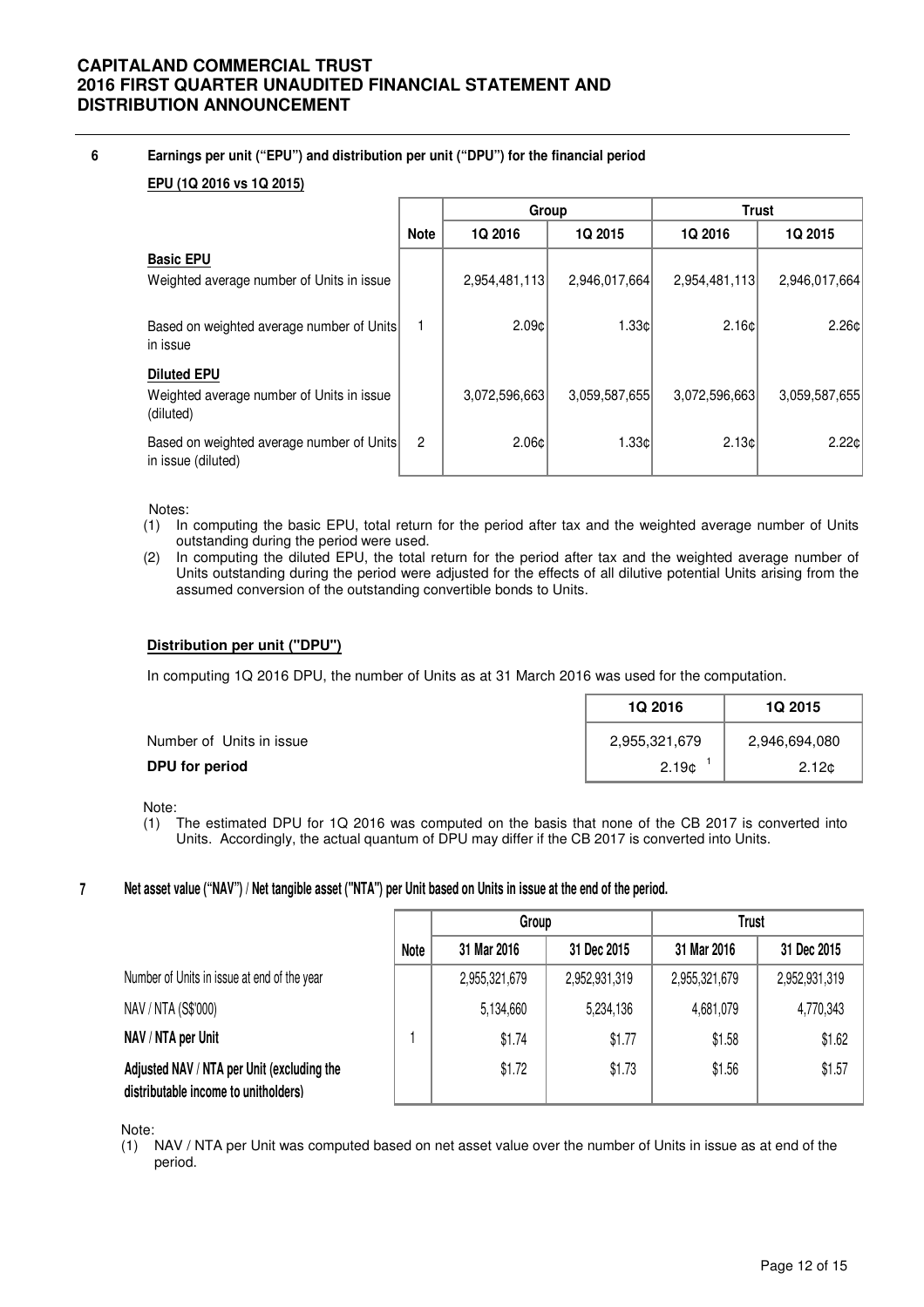## 6 Earnings per unit ("EPU") and distribution per unit ("DPU") for the financial period

**EPU (1Q 2016 vs 1Q 2015)**

| | Note | Group | | Trust | |
|---|---|---|---|---|---|
| | | 1Q 2016 | 1Q 2015 | 1Q 2016 | 1Q 2015 |
| **Basic EPU** | | | | | |
| Weighted average number of Units in issue | | 2,954,481,113 | 2,946,017,664 | 2,954,481,113 | 2,946,017,664 |
| Based on weighted average number of Units in issue | 1 | 2.09¢ | 1.33¢ | 2.16¢ | 2.26¢ |
| **Diluted EPU** | | | | | |
| Weighted average number of Units in issue (diluted) | | 3,072,596,663 | 3,059,587,655 | 3,072,596,663 | 3,059,587,655 |
| Based on weighted average number of Units in issue (diluted) | 2 | 2.06¢ | 1.33¢ | 2.13¢ | 2.22¢ |

Notes:

(1) In computing the basic EPU, total return for the period after tax and the weighted average number of Units outstanding during the period were used.

(2) In computing the diluted EPU, the total return for the period after tax and the weighted average number of Units outstanding during the period were adjusted for the effects of all dilutive potential Units arising from the assumed conversion of the outstanding convertible bonds to Units.

**Distribution per unit ("DPU")**

In computing 1Q 2016 DPU, the number of Units as at 31 March 2016 was used for the computation.

| | 1Q 2016 | 1Q 2015 |
|---|---|---|
| Number of Units in issue | 2,955,321,679 | 2,946,694,080 |
| **DPU for period** | 2.19¢ [1] | 2.12¢ |

Note:

(1) The estimated DPU for 1Q 2016 was computed on the basis that none of the CB 2017 is converted into Units. Accordingly, the actual quantum of DPU may differ if the CB 2017 is converted into Units.

## 7 Net asset value ("NAV") / Net tangible asset ("NTA") per Unit based on Units in issue at the end of the period.

| | Note | Group | | Trust | |
|---|---|---|---|---|---|
| | | 31 Mar 2016 | 31 Dec 2015 | 31 Mar 2016 | 31 Dec 2015 |
| Number of Units in issue at end of the year | | 2,955,321,679 | 2,952,931,319 | 2,955,321,679 | 2,952,931,319 |
| NAV / NTA (S$'000) | | 5,134,660 | 5,234,136 | 4,681,079 | 4,770,343 |
| **NAV / NTA per Unit** | 1 | $1.74 | $1.77 | $1.58 | $1.62 |
| **Adjusted NAV / NTA per Unit (excluding the distributable income to unitholders)** | | $1.72 | $1.73 | $1.56 | $1.57 |

Note:

(1) NAV / NTA per Unit was computed based on net asset value over the number of Units in issue as at end of the period.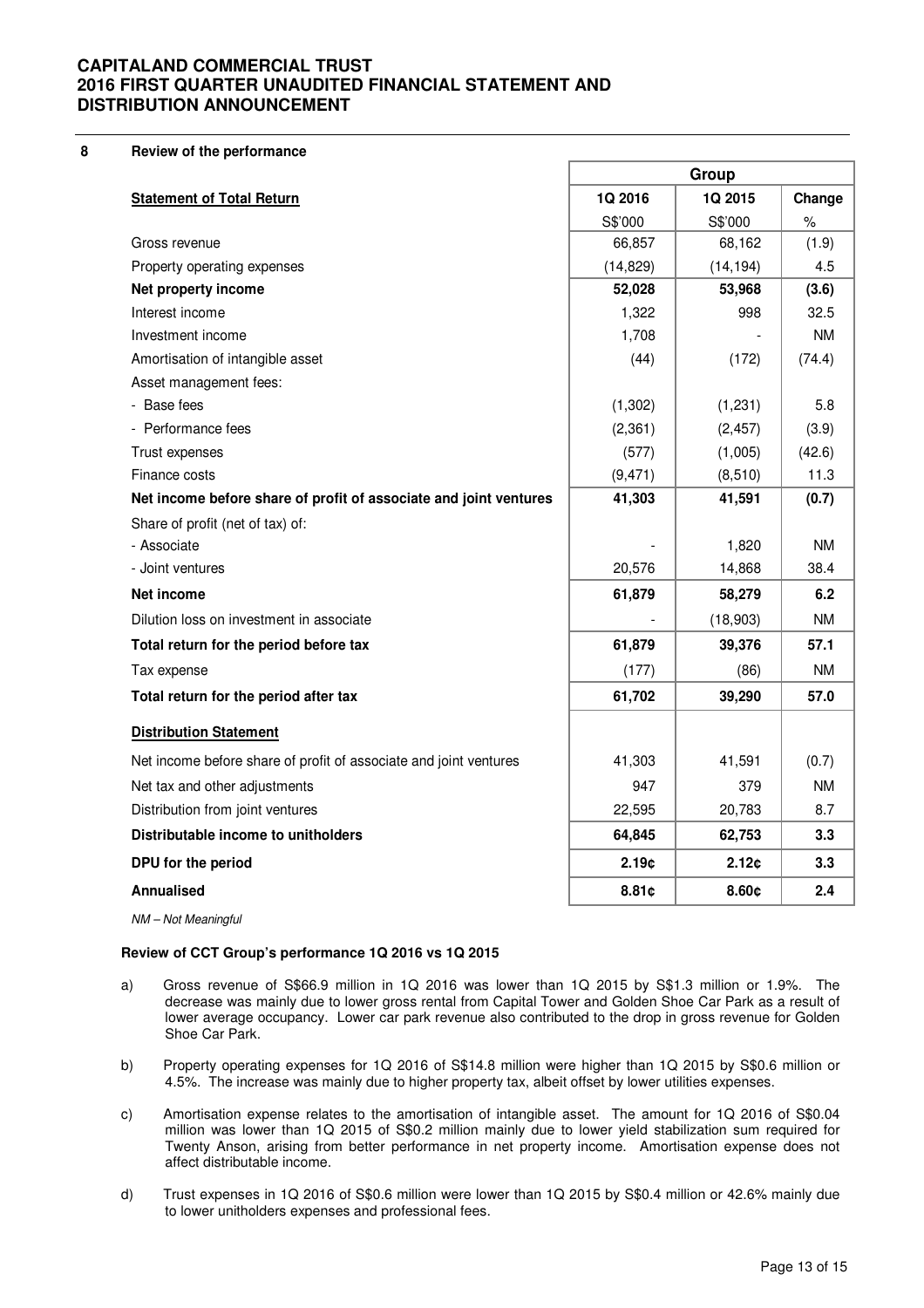## 8 Review of the performance

| Statement of Total Return | Group | | |
|---|---|---|---|
| | 1Q 2016 | 1Q 2015 | Change |
| | S$'000 | S$'000 | % |
| Gross revenue | 66,857 | 68,162 | (1.9) |
| Property operating expenses | (14,829) | (14,194) | 4.5 |
| **Net property income** | **52,028** | **53,968** | **(3.6)** |
| Interest income | 1,322 | 998 | 32.5 |
| Investment income | 1,708 | - | NM |
| Amortisation of intangible asset | (44) | (172) | (74.4) |
| Asset management fees: | | | |
| - Base fees | (1,302) | (1,231) | 5.8 |
| - Performance fees | (2,361) | (2,457) | (3.9) |
| Trust expenses | (577) | (1,005) | (42.6) |
| Finance costs | (9,471) | (8,510) | 11.3 |
| **Net income before share of profit of associate and joint ventures** | **41,303** | **41,591** | **(0.7)** |
| Share of profit (net of tax) of: | | | |
| - Associate | - | 1,820 | NM |
| - Joint ventures | 20,576 | 14,868 | 38.4 |
| **Net income** | **61,879** | **58,279** | **6.2** |
| Dilution loss on investment in associate | - | (18,903) | NM |
| **Total return for the period before tax** | **61,879** | **39,376** | **57.1** |
| Tax expense | (177) | (86) | NM |
| **Total return for the period after tax** | **61,702** | **39,290** | **57.0** |
| **Distribution Statement** | | | |
| Net income before share of profit of associate and joint ventures | 41,303 | 41,591 | (0.7) |
| Net tax and other adjustments | 947 | 379 | NM |
| Distribution from joint ventures | 22,595 | 20,783 | 8.7 |
| **Distributable income to unitholders** | **64,845** | **62,753** | **3.3** |
| **DPU for the period** | **2.19¢** | **2.12¢** | **3.3** |
| **Annualised** | **8.81¢** | **8.60¢** | **2.4** |

*NM – Not Meaningful*

### Review of CCT Group's performance 1Q 2016 vs 1Q 2015

a) Gross revenue of S$66.9 million in 1Q 2016 was lower than 1Q 2015 by S$1.3 million or 1.9%. The decrease was mainly due to lower gross rental from Capital Tower and Golden Shoe Car Park as a result of lower average occupancy. Lower car park revenue also contributed to the drop in gross revenue for Golden Shoe Car Park.

b) Property operating expenses for 1Q 2016 of S$14.8 million were higher than 1Q 2015 by S$0.6 million or 4.5%. The increase was mainly due to higher property tax, albeit offset by lower utilities expenses.

c) Amortisation expense relates to the amortisation of intangible asset. The amount for 1Q 2016 of S$0.04 million was lower than 1Q 2015 of S$0.2 million mainly due to lower yield stabilization sum required for Twenty Anson, arising from better performance in net property income. Amortisation expense does not affect distributable income.

d) Trust expenses in 1Q 2016 of S$0.6 million were lower than 1Q 2015 by S$0.4 million or 42.6% mainly due to lower unitholders expenses and professional fees.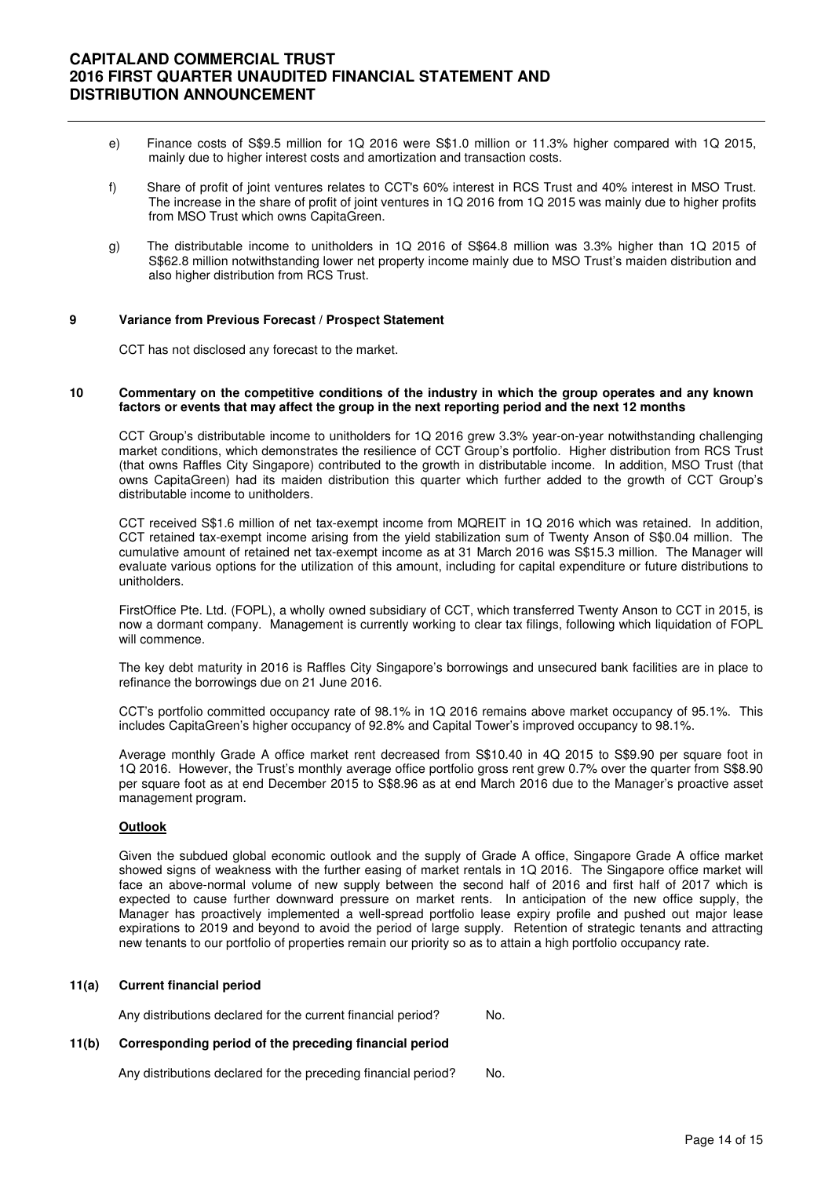e) Finance costs of S$9.5 million for 1Q 2016 were S$1.0 million or 11.3% higher compared with 1Q 2015, mainly due to higher interest costs and amortization and transaction costs.

f) Share of profit of joint ventures relates to CCT's 60% interest in RCS Trust and 40% interest in MSO Trust. The increase in the share of profit of joint ventures in 1Q 2016 from 1Q 2015 was mainly due to higher profits from MSO Trust which owns CapitaGreen.

g) The distributable income to unitholders in 1Q 2016 of S$64.8 million was 3.3% higher than 1Q 2015 of S$62.8 million notwithstanding lower net property income mainly due to MSO Trust's maiden distribution and also higher distribution from RCS Trust.

## 9 Variance from Previous Forecast / Prospect Statement

CCT has not disclosed any forecast to the market.

## 10 Commentary on the competitive conditions of the industry in which the group operates and any known factors or events that may affect the group in the next reporting period and the next 12 months

CCT Group's distributable income to unitholders for 1Q 2016 grew 3.3% year-on-year notwithstanding challenging market conditions, which demonstrates the resilience of CCT Group's portfolio. Higher distribution from RCS Trust (that owns Raffles City Singapore) contributed to the growth in distributable income. In addition, MSO Trust (that owns CapitaGreen) had its maiden distribution this quarter which further added to the growth of CCT Group's distributable income to unitholders.

CCT received S$1.6 million of net tax-exempt income from MQREIT in 1Q 2016 which was retained. In addition, CCT retained tax-exempt income arising from the yield stabilization sum of Twenty Anson of S$0.04 million. The cumulative amount of retained net tax-exempt income as at 31 March 2016 was S$15.3 million. The Manager will evaluate various options for the utilization of this amount, including for capital expenditure or future distributions to unitholders.

FirstOffice Pte. Ltd. (FOPL), a wholly owned subsidiary of CCT, which transferred Twenty Anson to CCT in 2015, is now a dormant company. Management is currently working to clear tax filings, following which liquidation of FOPL will commence.

The key debt maturity in 2016 is Raffles City Singapore's borrowings and unsecured bank facilities are in place to refinance the borrowings due on 21 June 2016.

CCT's portfolio committed occupancy rate of 98.1% in 1Q 2016 remains above market occupancy of 95.1%. This includes CapitaGreen's higher occupancy of 92.8% and Capital Tower's improved occupancy to 98.1%.

Average monthly Grade A office market rent decreased from S$10.40 in 4Q 2015 to S$9.90 per square foot in 1Q 2016. However, the Trust's monthly average office portfolio gross rent grew 0.7% over the quarter from S$8.90 per square foot as at end December 2015 to S$8.96 as at end March 2016 due to the Manager's proactive asset management program.

**Outlook**

Given the subdued global economic outlook and the supply of Grade A office, Singapore Grade A office market showed signs of weakness with the further easing of market rentals in 1Q 2016. The Singapore office market will face an above-normal volume of new supply between the second half of 2016 and first half of 2017 which is expected to cause further downward pressure on market rents. In anticipation of the new office supply, the Manager has proactively implemented a well-spread portfolio lease expiry profile and pushed out major lease expirations to 2019 and beyond to avoid the period of large supply. Retention of strategic tenants and attracting new tenants to our portfolio of properties remain our priority so as to attain a high portfolio occupancy rate.

## 11(a) Current financial period

Any distributions declared for the current financial period? No.

## 11(b) Corresponding period of the preceding financial period

Any distributions declared for the preceding financial period? No.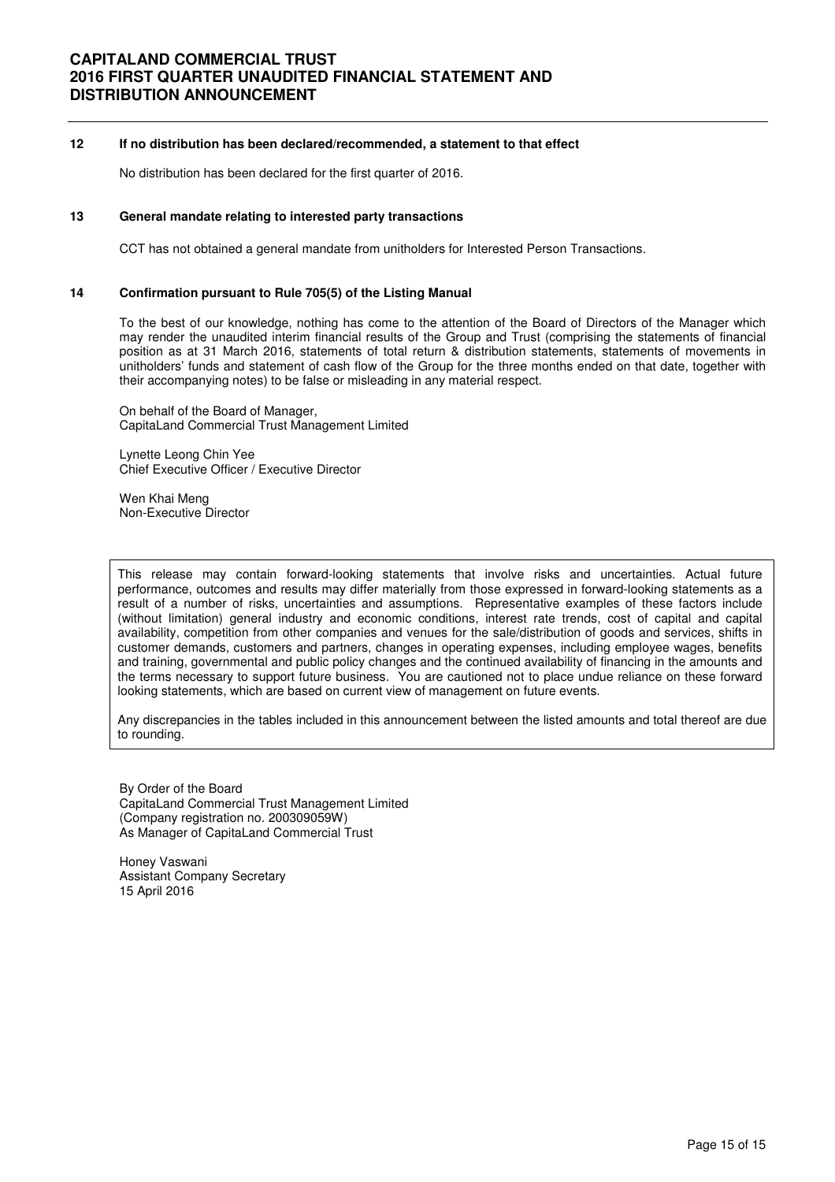### 12 If no distribution has been declared/recommended, a statement to that effect

No distribution has been declared for the first quarter of 2016.

### 13 General mandate relating to interested party transactions

CCT has not obtained a general mandate from unitholders for Interested Person Transactions.

### 14 Confirmation pursuant to Rule 705(5) of the Listing Manual

To the best of our knowledge, nothing has come to the attention of the Board of Directors of the Manager which may render the unaudited interim financial results of the Group and Trust (comprising the statements of financial position as at 31 March 2016, statements of total return & distribution statements, statements of movements in unitholders' funds and statement of cash flow of the Group for the three months ended on that date, together with their accompanying notes) to be false or misleading in any material respect.

On behalf of the Board of Manager,
CapitaLand Commercial Trust Management Limited

Lynette Leong Chin Yee
Chief Executive Officer / Executive Director

Wen Khai Meng
Non-Executive Director

This release may contain forward-looking statements that involve risks and uncertainties. Actual future performance, outcomes and results may differ materially from those expressed in forward-looking statements as a result of a number of risks, uncertainties and assumptions. Representative examples of these factors include (without limitation) general industry and economic conditions, interest rate trends, cost of capital and capital availability, competition from other companies and venues for the sale/distribution of goods and services, shifts in customer demands, customers and partners, changes in operating expenses, including employee wages, benefits and training, governmental and public policy changes and the continued availability of financing in the amounts and the terms necessary to support future business. You are cautioned not to place undue reliance on these forward looking statements, which are based on current view of management on future events.

Any discrepancies in the tables included in this announcement between the listed amounts and total thereof are due to rounding.

By Order of the Board
CapitaLand Commercial Trust Management Limited
(Company registration no. 200309059W)
As Manager of CapitaLand Commercial Trust

Honey Vaswani
Assistant Company Secretary
15 April 2016